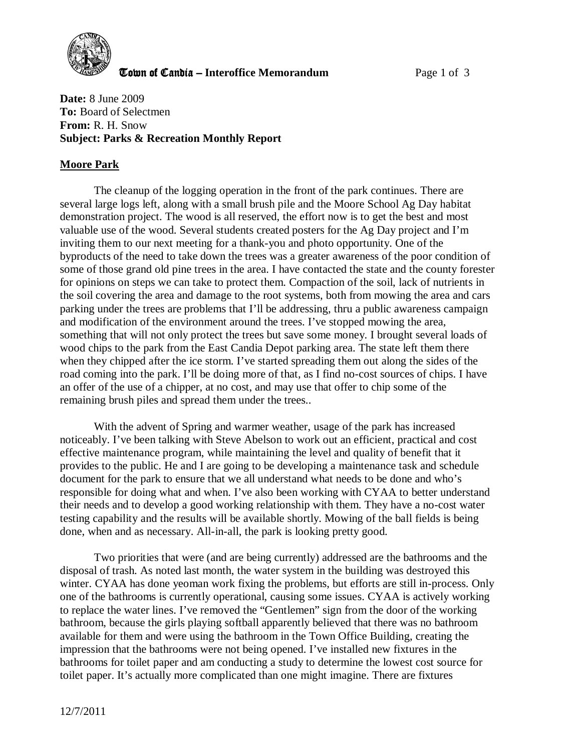**Town of Candia – Interoffice Memorandum**

**Date:** 8 June 2009
**To:** Board of Selectmen
**From:** R. H. Snow
**Subject: Parks & Recreation Monthly Report**

**Moore Park**

The cleanup of the logging operation in the front of the park continues. There are several large logs left, along with a small brush pile and the Moore School Ag Day habitat demonstration project. The wood is all reserved, the effort now is to get the best and most valuable use of the wood. Several students created posters for the Ag Day project and I'm inviting them to our next meeting for a thank-you and photo opportunity. One of the byproducts of the need to take down the trees was a greater awareness of the poor condition of some of those grand old pine trees in the area. I have contacted the state and the county forester for opinions on steps we can take to protect them. Compaction of the soil, lack of nutrients in the soil covering the area and damage to the root systems, both from mowing the area and cars parking under the trees are problems that I'll be addressing, thru a public awareness campaign and modification of the environment around the trees. I've stopped mowing the area, something that will not only protect the trees but save some money. I brought several loads of wood chips to the park from the East Candia Depot parking area. The state left them there when they chipped after the ice storm. I've started spreading them out along the sides of the road coming into the park. I'll be doing more of that, as I find no-cost sources of chips. I have an offer of the use of a chipper, at no cost, and may use that offer to chip some of the remaining brush piles and spread them under the trees..

With the advent of Spring and warmer weather, usage of the park has increased noticeably. I've been talking with Steve Abelson to work out an efficient, practical and cost effective maintenance program, while maintaining the level and quality of benefit that it provides to the public. He and I are going to be developing a maintenance task and schedule document for the park to ensure that we all understand what needs to be done and who's responsible for doing what and when. I've also been working with CYAA to better understand their needs and to develop a good working relationship with them. They have a no-cost water testing capability and the results will be available shortly. Mowing of the ball fields is being done, when and as necessary. All-in-all, the park is looking pretty good.

Two priorities that were (and are being currently) addressed are the bathrooms and the disposal of trash. As noted last month, the water system in the building was destroyed this winter. CYAA has done yeoman work fixing the problems, but efforts are still in-process. Only one of the bathrooms is currently operational, causing some issues. CYAA is actively working to replace the water lines. I've removed the "Gentlemen" sign from the door of the working bathroom, because the girls playing softball apparently believed that there was no bathroom available for them and were using the bathroom in the Town Office Building, creating the impression that the bathrooms were not being opened. I've installed new fixtures in the bathrooms for toilet paper and am conducting a study to determine the lowest cost source for toilet paper. It's actually more complicated than one might imagine. There are fixtures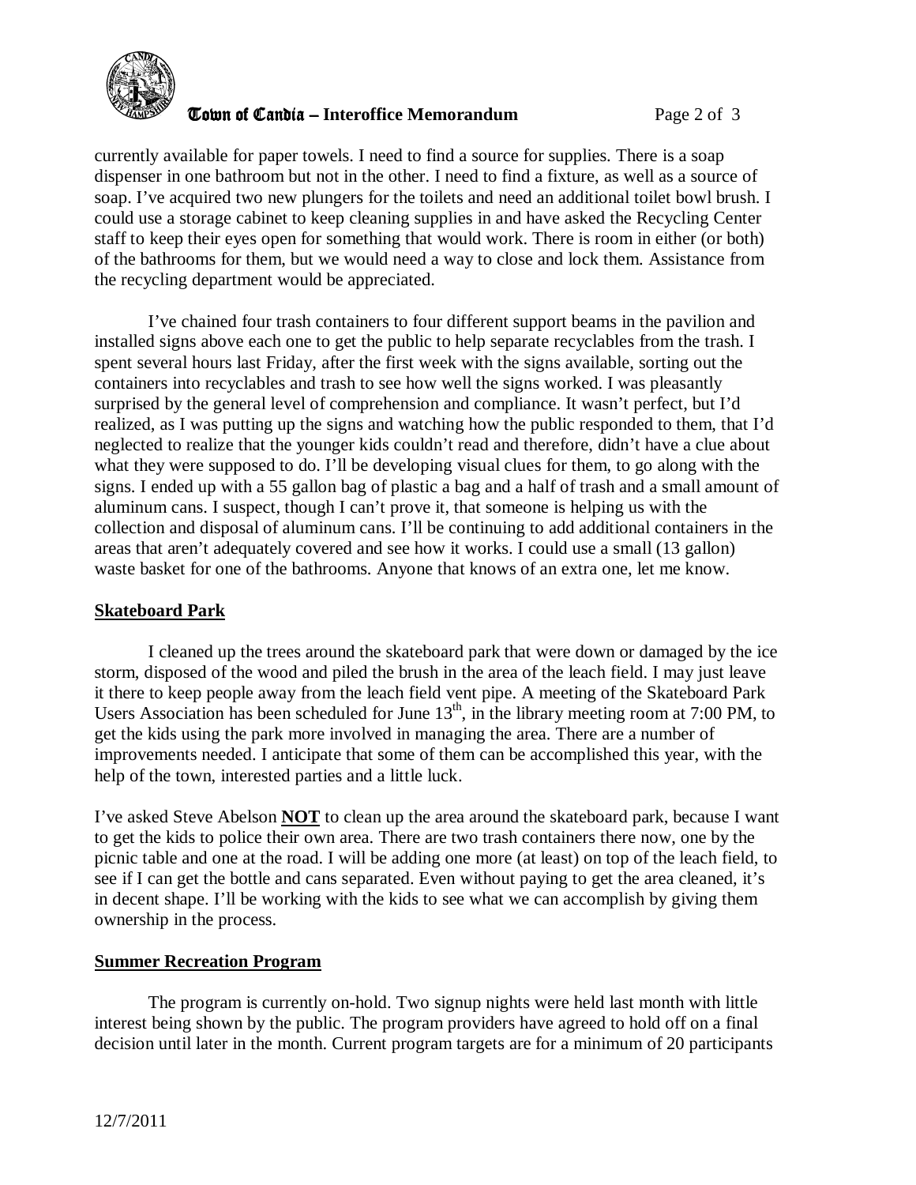currently available for paper towels. I need to find a source for supplies. There is a soap dispenser in one bathroom but not in the other. I need to find a fixture, as well as a source of soap. I've acquired two new plungers for the toilets and need an additional toilet bowl brush. I could use a storage cabinet to keep cleaning supplies in and have asked the Recycling Center staff to keep their eyes open for something that would work. There is room in either (or both) of the bathrooms for them, but we would need a way to close and lock them. Assistance from the recycling department would be appreciated.

I've chained four trash containers to four different support beams in the pavilion and installed signs above each one to get the public to help separate recyclables from the trash. I spent several hours last Friday, after the first week with the signs available, sorting out the containers into recyclables and trash to see how well the signs worked. I was pleasantly surprised by the general level of comprehension and compliance. It wasn't perfect, but I'd realized, as I was putting up the signs and watching how the public responded to them, that I'd neglected to realize that the younger kids couldn't read and therefore, didn't have a clue about what they were supposed to do. I'll be developing visual clues for them, to go along with the signs. I ended up with a 55 gallon bag of plastic a bag and a half of trash and a small amount of aluminum cans. I suspect, though I can't prove it, that someone is helping us with the collection and disposal of aluminum cans. I'll be continuing to add additional containers in the areas that aren't adequately covered and see how it works. I could use a small (13 gallon) waste basket for one of the bathrooms. Anyone that knows of an extra one, let me know.

**Skateboard Park**

I cleaned up the trees around the skateboard park that were down or damaged by the ice storm, disposed of the wood and piled the brush in the area of the leach field. I may just leave it there to keep people away from the leach field vent pipe. A meeting of the Skateboard Park Users Association has been scheduled for June 13th, in the library meeting room at 7:00 PM, to get the kids using the park more involved in managing the area. There are a number of improvements needed. I anticipate that some of them can be accomplished this year, with the help of the town, interested parties and a little luck.

I've asked Steve Abelson **NOT** to clean up the area around the skateboard park, because I want to get the kids to police their own area. There are two trash containers there now, one by the picnic table and one at the road. I will be adding one more (at least) on top of the leach field, to see if I can get the bottle and cans separated. Even without paying to get the area cleaned, it's in decent shape. I'll be working with the kids to see what we can accomplish by giving them ownership in the process.

**Summer Recreation Program**

The program is currently on-hold. Two signup nights were held last month with little interest being shown by the public. The program providers have agreed to hold off on a final decision until later in the month. Current program targets are for a minimum of 20 participants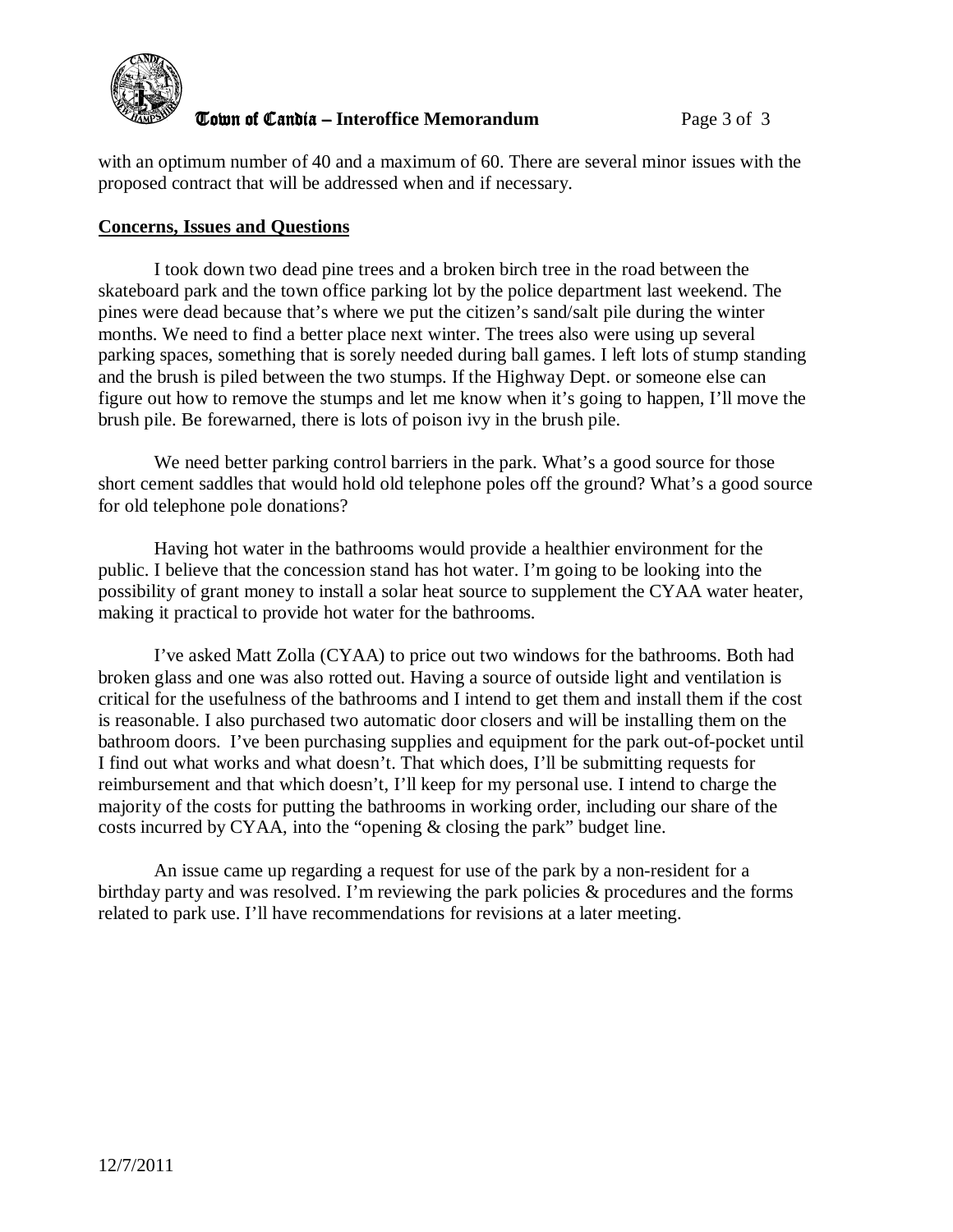with an optimum number of 40 and a maximum of 60. There are several minor issues with the proposed contract that will be addressed when and if necessary.

**Concerns, Issues and Questions**

I took down two dead pine trees and a broken birch tree in the road between the skateboard park and the town office parking lot by the police department last weekend. The pines were dead because that's where we put the citizen's sand/salt pile during the winter months. We need to find a better place next winter. The trees also were using up several parking spaces, something that is sorely needed during ball games. I left lots of stump standing and the brush is piled between the two stumps. If the Highway Dept. or someone else can figure out how to remove the stumps and let me know when it's going to happen, I'll move the brush pile. Be forewarned, there is lots of poison ivy in the brush pile.

We need better parking control barriers in the park. What's a good source for those short cement saddles that would hold old telephone poles off the ground? What's a good source for old telephone pole donations?

Having hot water in the bathrooms would provide a healthier environment for the public. I believe that the concession stand has hot water. I'm going to be looking into the possibility of grant money to install a solar heat source to supplement the CYAA water heater, making it practical to provide hot water for the bathrooms.

I've asked Matt Zolla (CYAA) to price out two windows for the bathrooms. Both had broken glass and one was also rotted out. Having a source of outside light and ventilation is critical for the usefulness of the bathrooms and I intend to get them and install them if the cost is reasonable. I also purchased two automatic door closers and will be installing them on the bathroom doors. I've been purchasing supplies and equipment for the park out-of-pocket until I find out what works and what doesn't. That which does, I'll be submitting requests for reimbursement and that which doesn't, I'll keep for my personal use. I intend to charge the majority of the costs for putting the bathrooms in working order, including our share of the costs incurred by CYAA, into the "opening & closing the park" budget line.

An issue came up regarding a request for use of the park by a non-resident for a birthday party and was resolved. I'm reviewing the park policies & procedures and the forms related to park use. I'll have recommendations for revisions at a later meeting.